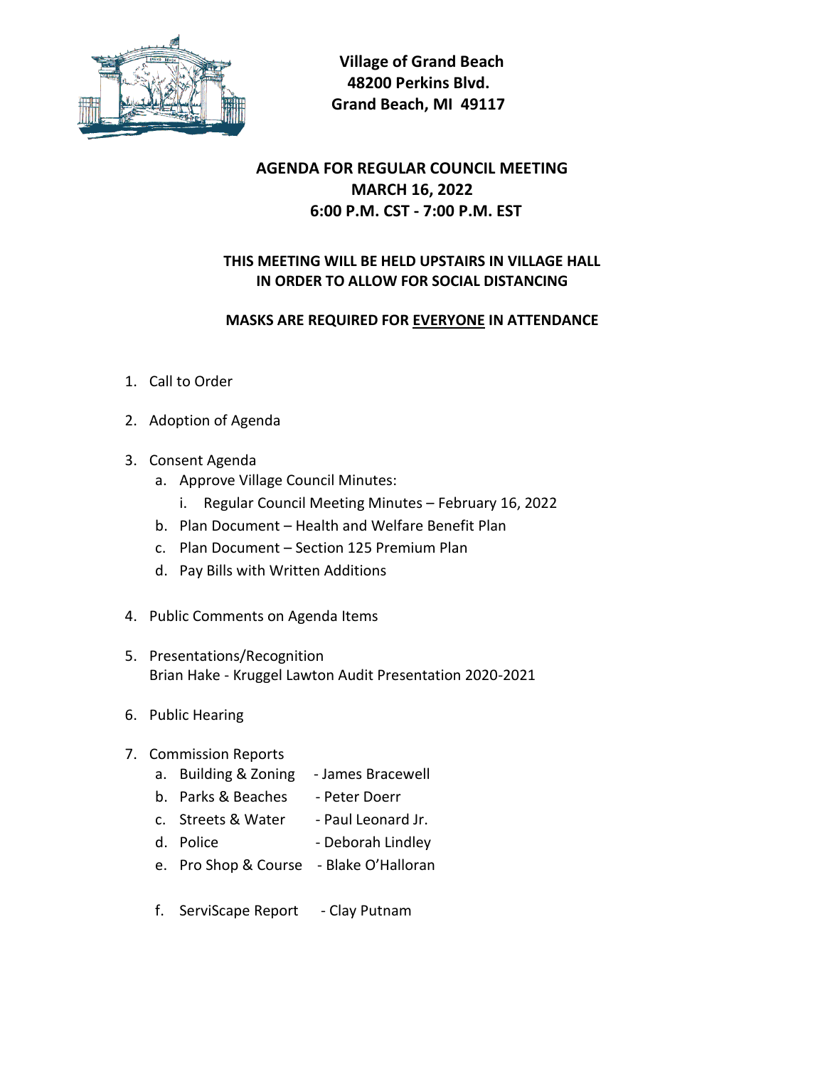**Village of Grand Beach**
**48200 Perkins Blvd.**
**Grand Beach, MI 49117**

## AGENDA FOR REGULAR COUNCIL MEETING
## MARCH 16, 2022
## 6:00 P.M. CST - 7:00 P.M. EST

**THIS MEETING WILL BE HELD UPSTAIRS IN VILLAGE HALL IN ORDER TO ALLOW FOR SOCIAL DISTANCING**

**MASKS ARE REQUIRED FOR <u>EVERYONE</u> IN ATTENDANCE**

1. Call to Order
2. Adoption of Agenda
3. Consent Agenda
   a. Approve Village Council Minutes:
      i. Regular Council Meeting Minutes – February 16, 2022
   b. Plan Document – Health and Welfare Benefit Plan
   c. Plan Document – Section 125 Premium Plan
   d. Pay Bills with Written Additions
4. Public Comments on Agenda Items
5. Presentations/Recognition
   Brian Hake - Kruggel Lawton Audit Presentation 2020-2021
6. Public Hearing
7. Commission Reports
   a. Building & Zoning - James Bracewell
   b. Parks & Beaches - Peter Doerr
   c. Streets & Water - Paul Leonard Jr.
   d. Police - Deborah Lindley
   e. Pro Shop & Course - Blake O'Halloran
   f. ServiScape Report - Clay Putnam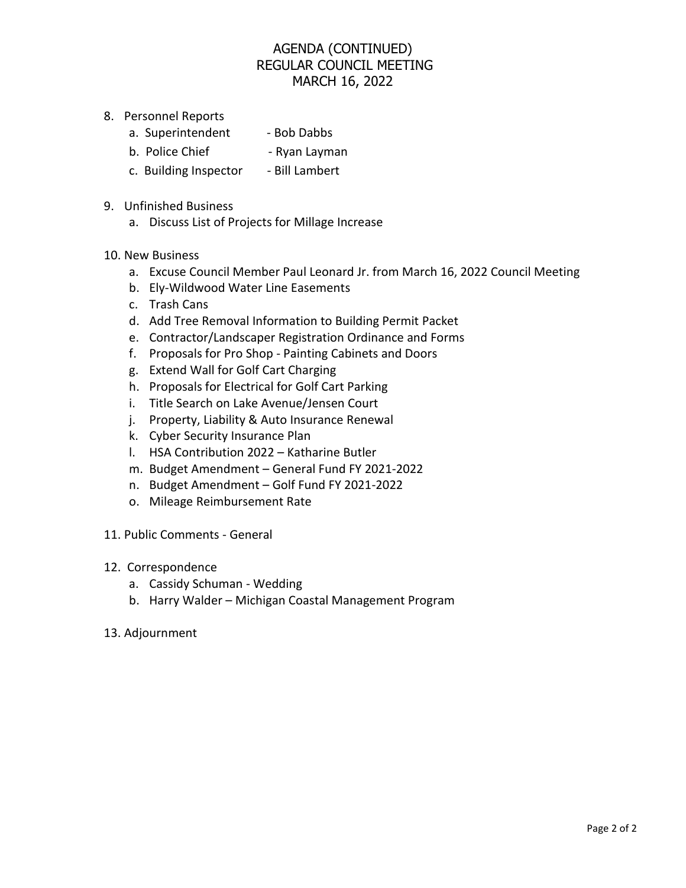# AGENDA (CONTINUED)
## REGULAR COUNCIL MEETING
## MARCH 16, 2022

8. Personnel Reports
   a. Superintendent - Bob Dabbs
   b. Police Chief - Ryan Layman
   c. Building Inspector - Bill Lambert

9. Unfinished Business
   a. Discuss List of Projects for Millage Increase

10. New Business
    a. Excuse Council Member Paul Leonard Jr. from March 16, 2022 Council Meeting
    b. Ely-Wildwood Water Line Easements
    c. Trash Cans
    d. Add Tree Removal Information to Building Permit Packet
    e. Contractor/Landscaper Registration Ordinance and Forms
    f. Proposals for Pro Shop - Painting Cabinets and Doors
    g. Extend Wall for Golf Cart Charging
    h. Proposals for Electrical for Golf Cart Parking
    i. Title Search on Lake Avenue/Jensen Court
    j. Property, Liability & Auto Insurance Renewal
    k. Cyber Security Insurance Plan
    l. HSA Contribution 2022 – Katharine Butler
    m. Budget Amendment – General Fund FY 2021-2022
    n. Budget Amendment – Golf Fund FY 2021-2022
    o. Mileage Reimbursement Rate

11. Public Comments - General

12. Correspondence
    a. Cassidy Schuman - Wedding
    b. Harry Walder – Michigan Coastal Management Program

13. Adjournment